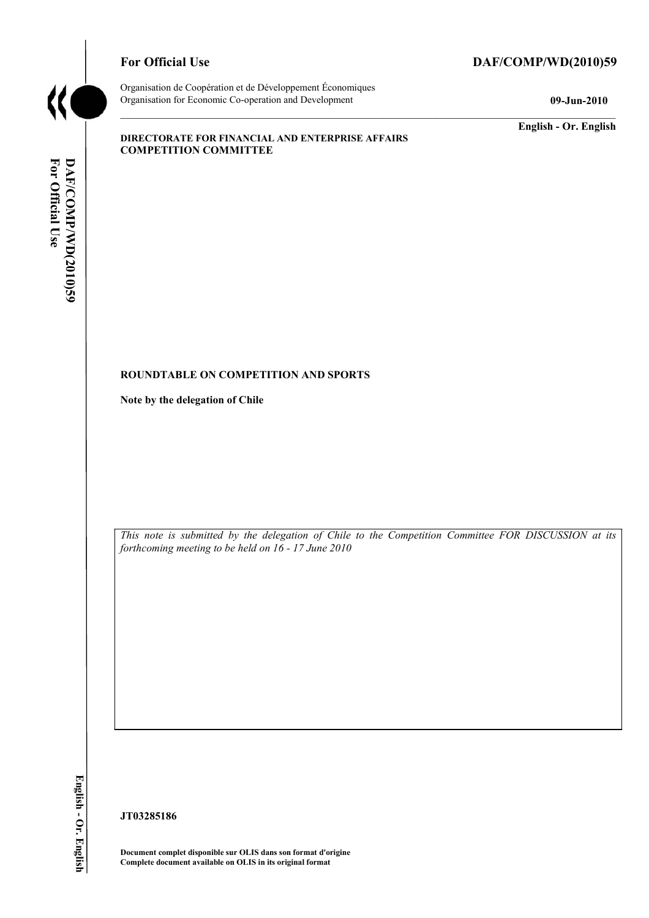**For Official Use** **DAF/COMP/WD(2010)59**

Organisation de Coopération et de Développement Économiques
Organisation for Economic Co-operation and Development **09-Jun-2010**

**English - Or. English**

**DIRECTORATE FOR FINANCIAL AND ENTERPRISE AFFAIRS**
**COMPETITION COMMITTEE**

**ROUNDTABLE ON COMPETITION AND SPORTS**

**Note by the delegation of Chile**

*This note is submitted by the delegation of Chile to the Competition Committee FOR DISCUSSION at its forthcoming meeting to be held on 16 - 17 June 2010*

**JT03285186**

**Document complet disponible sur OLIS dans son format d'origine**
**Complete document available on OLIS in its original format**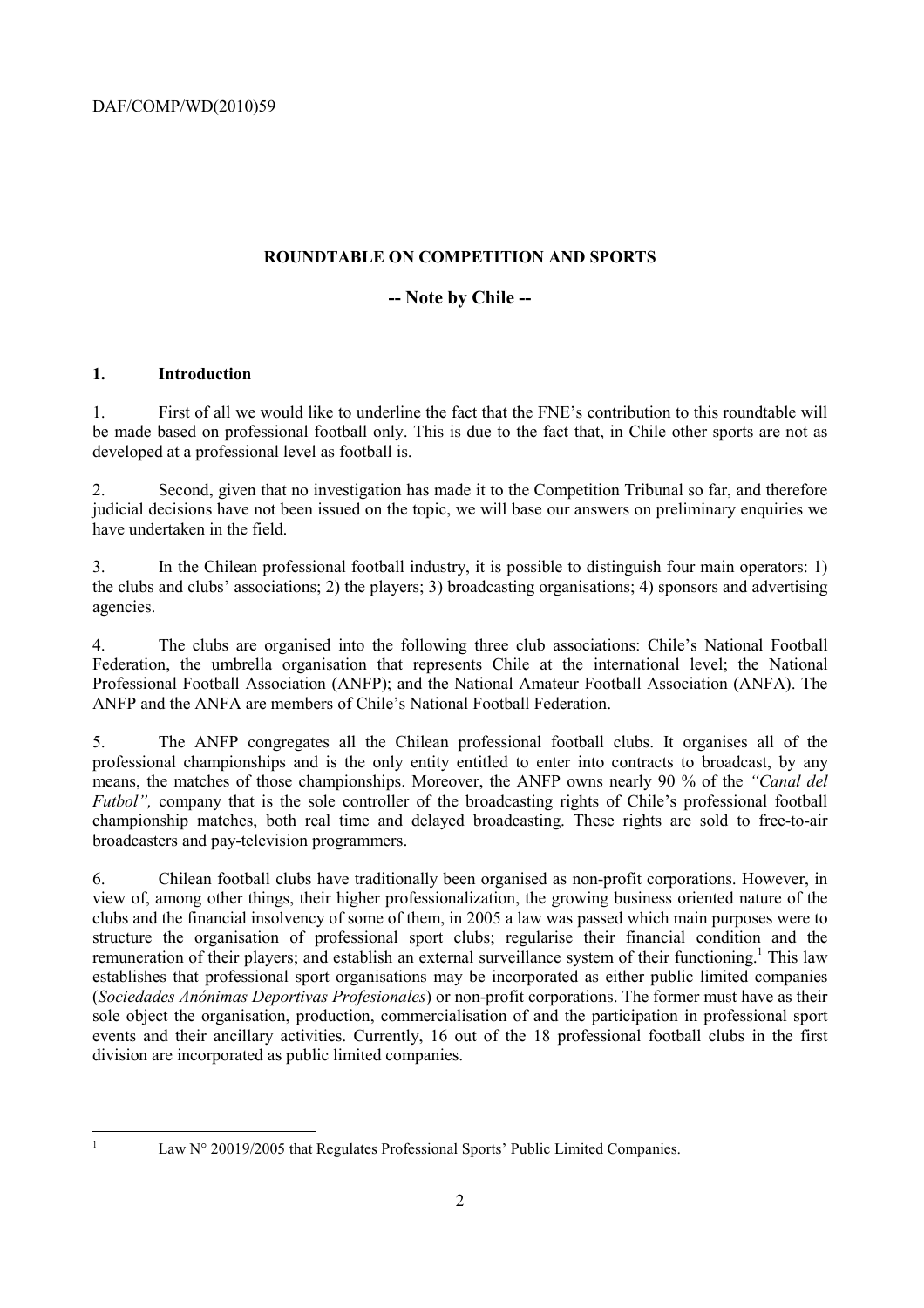## ROUNDTABLE ON COMPETITION AND SPORTS

### -- Note by Chile --

### 1. Introduction

1. First of all we would like to underline the fact that the FNE's contribution to this roundtable will be made based on professional football only. This is due to the fact that, in Chile other sports are not as developed at a professional level as football is.

2. Second, given that no investigation has made it to the Competition Tribunal so far, and therefore judicial decisions have not been issued on the topic, we will base our answers on preliminary enquiries we have undertaken in the field.

3. In the Chilean professional football industry, it is possible to distinguish four main operators: 1) the clubs and clubs' associations; 2) the players; 3) broadcasting organisations; 4) sponsors and advertising agencies.

4. The clubs are organised into the following three club associations: Chile's National Football Federation, the umbrella organisation that represents Chile at the international level; the National Professional Football Association (ANFP); and the National Amateur Football Association (ANFA). The ANFP and the ANFA are members of Chile's National Football Federation.

5. The ANFP congregates all the Chilean professional football clubs. It organises all of the professional championships and is the only entity entitled to enter into contracts to broadcast, by any means, the matches of those championships. Moreover, the ANFP owns nearly 90 % of the *"Canal del Futbol",* company that is the sole controller of the broadcasting rights of Chile's professional football championship matches, both real time and delayed broadcasting. These rights are sold to free-to-air broadcasters and pay-television programmers.

6. Chilean football clubs have traditionally been organised as non-profit corporations. However, in view of, among other things, their higher professionalization, the growing business oriented nature of the clubs and the financial insolvency of some of them, in 2005 a law was passed which main purposes were to structure the organisation of professional sport clubs; regularise their financial condition and the remuneration of their players; and establish an external surveillance system of their functioning.[1] This law establishes that professional sport organisations may be incorporated as either public limited companies (*Sociedades Anónimas Deportivas Profesionales*) or non-profit corporations. The former must have as their sole object the organisation, production, commercialisation of and the participation in professional sport events and their ancillary activities. Currently, 16 out of the 18 professional football clubs in the first division are incorporated as public limited companies.

---

[1] Law N° 20019/2005 that Regulates Professional Sports' Public Limited Companies.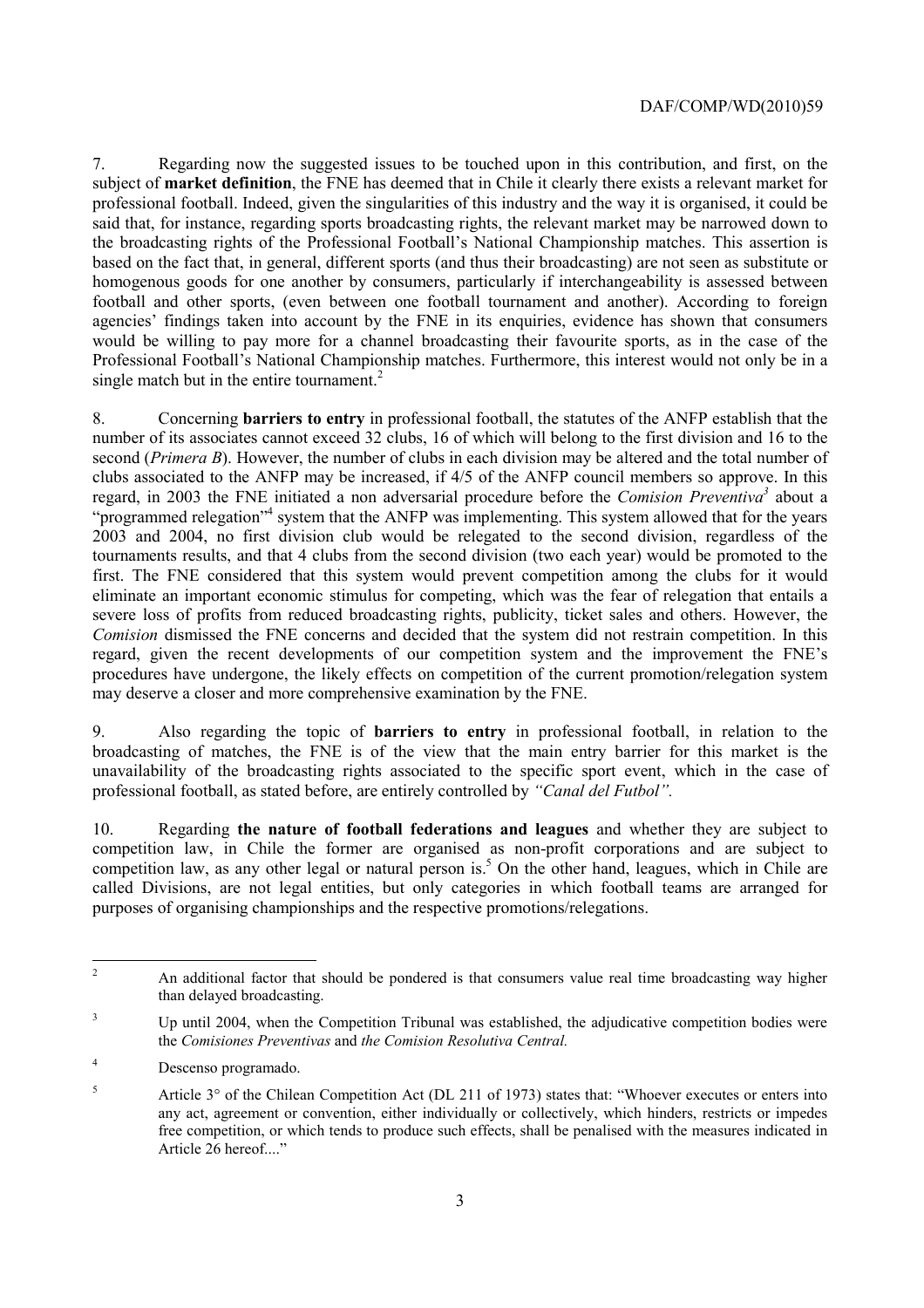7. Regarding now the suggested issues to be touched upon in this contribution, and first, on the subject of **market definition**, the FNE has deemed that in Chile it clearly there exists a relevant market for professional football. Indeed, given the singularities of this industry and the way it is organised, it could be said that, for instance, regarding sports broadcasting rights, the relevant market may be narrowed down to the broadcasting rights of the Professional Football's National Championship matches. This assertion is based on the fact that, in general, different sports (and thus their broadcasting) are not seen as substitute or homogenous goods for one another by consumers, particularly if interchangeability is assessed between football and other sports, (even between one football tournament and another). According to foreign agencies' findings taken into account by the FNE in its enquiries, evidence has shown that consumers would be willing to pay more for a channel broadcasting their favourite sports, as in the case of the Professional Football's National Championship matches. Furthermore, this interest would not only be in a single match but in the entire tournament.[2]

8. Concerning **barriers to entry** in professional football, the statutes of the ANFP establish that the number of its associates cannot exceed 32 clubs, 16 of which will belong to the first division and 16 to the second (*Primera B*). However, the number of clubs in each division may be altered and the total number of clubs associated to the ANFP may be increased, if 4/5 of the ANFP council members so approve. In this regard, in 2003 the FNE initiated a non adversarial procedure before the *Comision Preventiva*[3] about a "programmed relegation"[4] system that the ANFP was implementing. This system allowed that for the years 2003 and 2004, no first division club would be relegated to the second division, regardless of the tournaments results, and that 4 clubs from the second division (two each year) would be promoted to the first. The FNE considered that this system would prevent competition among the clubs for it would eliminate an important economic stimulus for competing, which was the fear of relegation that entails a severe loss of profits from reduced broadcasting rights, publicity, ticket sales and others. However, the *Comision* dismissed the FNE concerns and decided that the system did not restrain competition. In this regard, given the recent developments of our competition system and the improvement the FNE's procedures have undergone, the likely effects on competition of the current promotion/relegation system may deserve a closer and more comprehensive examination by the FNE.

9. Also regarding the topic of **barriers to entry** in professional football, in relation to the broadcasting of matches, the FNE is of the view that the main entry barrier for this market is the unavailability of the broadcasting rights associated to the specific sport event, which in the case of professional football, as stated before, are entirely controlled by *"Canal del Futbol"*.

10. Regarding **the nature of football federations and leagues** and whether they are subject to competition law, in Chile the former are organised as non-profit corporations and are subject to competition law, as any other legal or natural person is.[5] On the other hand, leagues, which in Chile are called Divisions, are not legal entities, but only categories in which football teams are arranged for purposes of organising championships and the respective promotions/relegations.

---

[2] An additional factor that should be pondered is that consumers value real time broadcasting way higher than delayed broadcasting.

[3] Up until 2004, when the Competition Tribunal was established, the adjudicative competition bodies were the *Comisiones Preventivas* and *the Comision Resolutiva Central.*

[4] Descenso programado.

[5] Article 3° of the Chilean Competition Act (DL 211 of 1973) states that: "Whoever executes or enters into any act, agreement or convention, either individually or collectively, which hinders, restricts or impedes free competition, or which tends to produce such effects, shall be penalised with the measures indicated in Article 26 hereof...."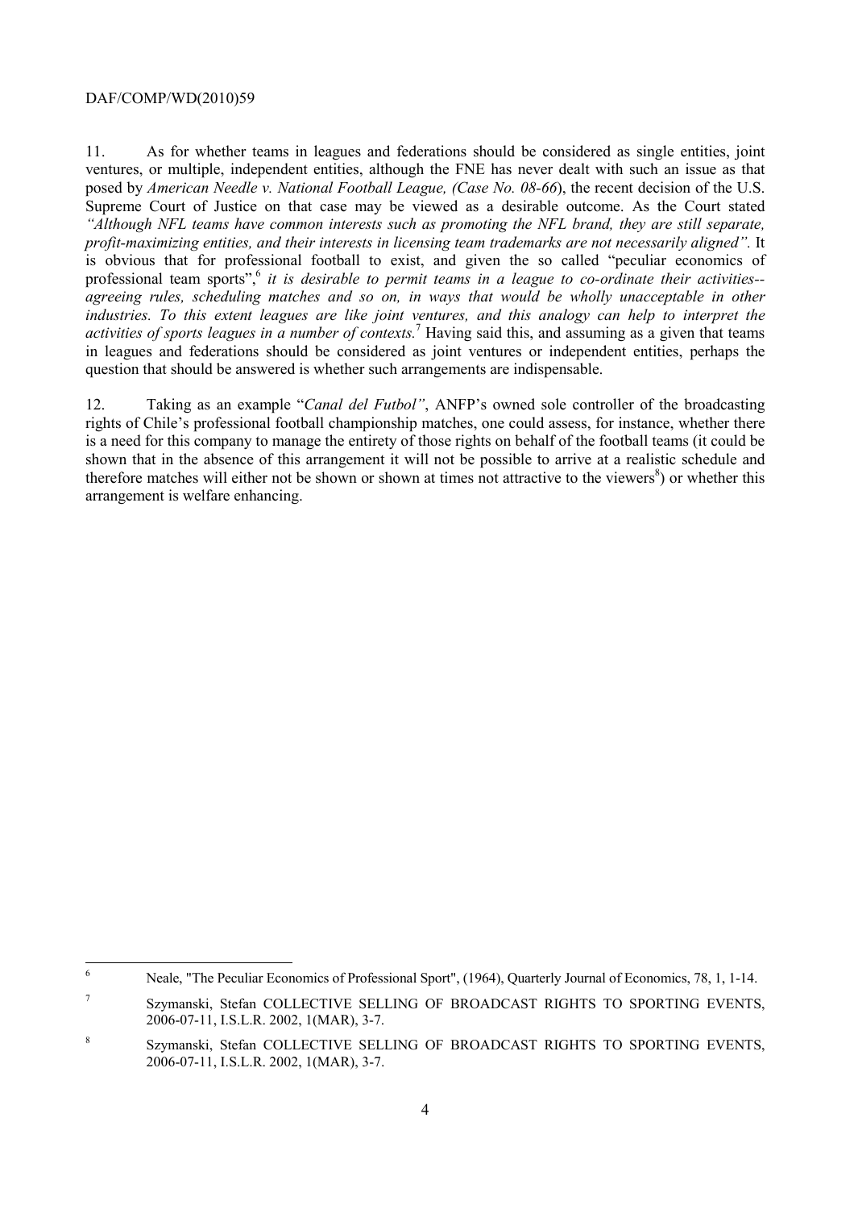11. As for whether teams in leagues and federations should be considered as single entities, joint ventures, or multiple, independent entities, although the FNE has never dealt with such an issue as that posed by *American Needle v. National Football League, (Case No. 08-66*), the recent decision of the U.S. Supreme Court of Justice on that case may be viewed as a desirable outcome. As the Court stated *"Although NFL teams have common interests such as promoting the NFL brand, they are still separate, profit-maximizing entities, and their interests in licensing team trademarks are not necessarily aligned".* It is obvious that for professional football to exist, and given the so called "peculiar economics of professional team sports",[6] *it is desirable to permit teams in a league to co-ordinate their activities--agreeing rules, scheduling matches and so on, in ways that would be wholly unacceptable in other industries. To this extent leagues are like joint ventures, and this analogy can help to interpret the activities of sports leagues in a number of contexts.*[7] Having said this, and assuming as a given that teams in leagues and federations should be considered as joint ventures or independent entities, perhaps the question that should be answered is whether such arrangements are indispensable.

12. Taking as an example "*Canal del Futbol"*, ANFP's owned sole controller of the broadcasting rights of Chile's professional football championship matches, one could assess, for instance, whether there is a need for this company to manage the entirety of those rights on behalf of the football teams (it could be shown that in the absence of this arrangement it will not be possible to arrive at a realistic schedule and therefore matches will either not be shown or shown at times not attractive to the viewers[8]) or whether this arrangement is welfare enhancing.

---

[6] Neale, "The Peculiar Economics of Professional Sport", (1964), Quarterly Journal of Economics, 78, 1, 1-14.

[7] Szymanski, Stefan COLLECTIVE SELLING OF BROADCAST RIGHTS TO SPORTING EVENTS, 2006-07-11, I.S.L.R. 2002, 1(MAR), 3-7.

[8] Szymanski, Stefan COLLECTIVE SELLING OF BROADCAST RIGHTS TO SPORTING EVENTS, 2006-07-11, I.S.L.R. 2002, 1(MAR), 3-7.